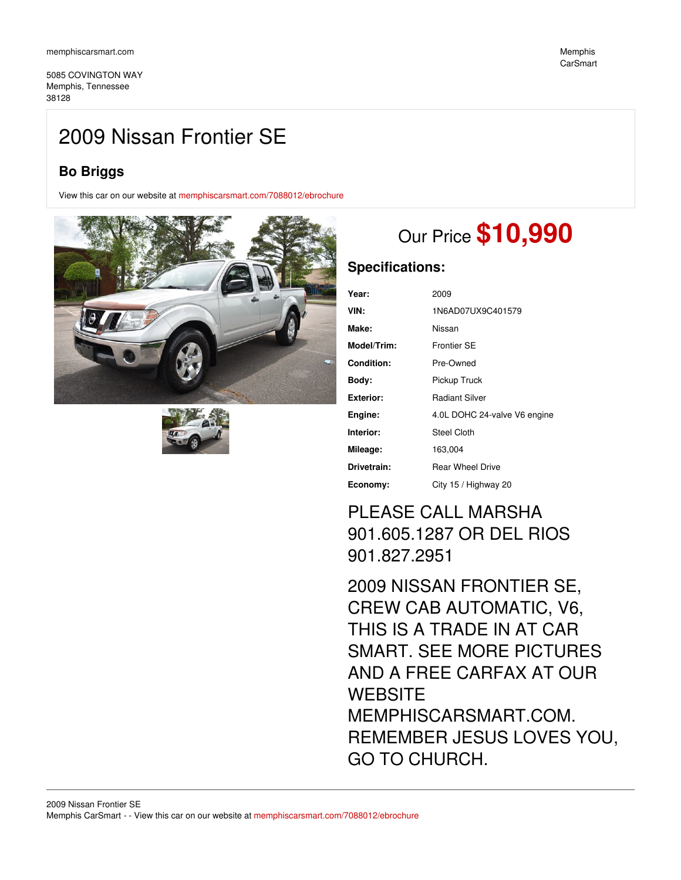memphiscarsmart.com

5085 COVINGTON WAY
Memphis, Tennessee
38128

Memphis
CarSmart

# 2009 Nissan Frontier SE

### Bo Briggs

View this car on our website at memphiscarsmart.com/7088012/ebrochure

## Our Price **$10,990**

### Specifications:

| | |
|---|---|
| **Year:** | 2009 |
| **VIN:** | 1N6AD07UX9C401579 |
| **Make:** | Nissan |
| **Model/Trim:** | Frontier SE |
| **Condition:** | Pre-Owned |
| **Body:** | Pickup Truck |
| **Exterior:** | Radiant Silver |
| **Engine:** | 4.0L DOHC 24-valve V6 engine |
| **Interior:** | Steel Cloth |
| **Mileage:** | 163,004 |
| **Drivetrain:** | Rear Wheel Drive |
| **Economy:** | City 15 / Highway 20 |

PLEASE CALL MARSHA 901.605.1287 OR DEL RIOS 901.827.2951

2009 NISSAN FRONTIER SE, CREW CAB AUTOMATIC, V6, THIS IS A TRADE IN AT CAR SMART. SEE MORE PICTURES AND A FREE CARFAX AT OUR WEBSITE MEMPHISCARSMART.COM. REMEMBER JESUS LOVES YOU, GO TO CHURCH.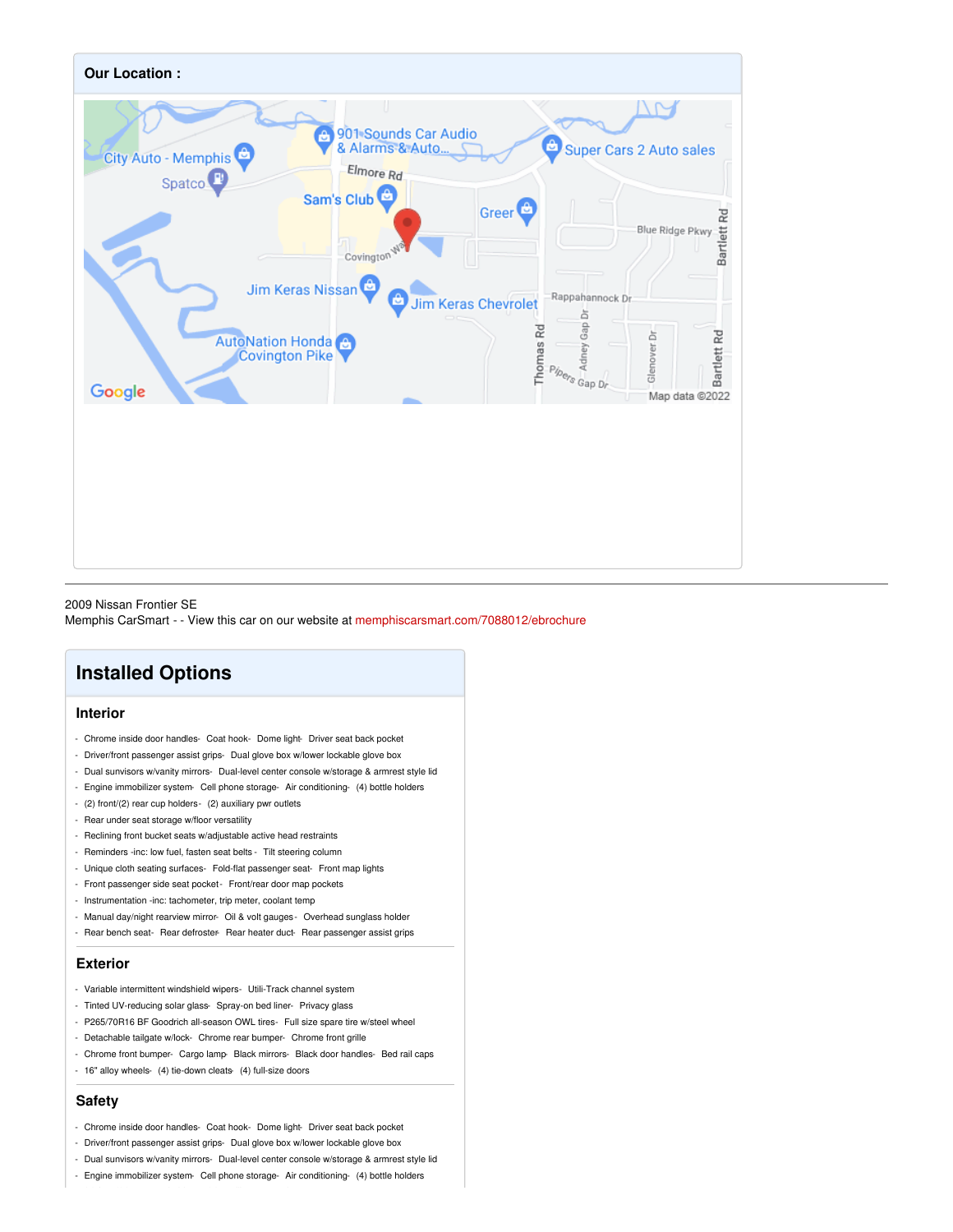## Our Location :

2009 Nissan Frontier SE
Memphis CarSmart - - View this car on our website at memphiscarsmart.com/7088012/ebrochure

# Installed Options

## Interior

- Chrome inside door handles- Coat hook- Dome light- Driver seat back pocket
- Driver/front passenger assist grips- Dual glove box w/lower lockable glove box
- Dual sunvisors w/vanity mirrors- Dual-level center console w/storage & armrest style lid
- Engine immobilizer system- Cell phone storage- Air conditioning- (4) bottle holders
- (2) front/(2) rear cup holders- (2) auxiliary pwr outlets
- Rear under seat storage w/floor versatility
- Reclining front bucket seats w/adjustable active head restraints
- Reminders -inc: low fuel, fasten seat belts - Tilt steering column
- Unique cloth seating surfaces- Fold-flat passenger seat- Front map lights
- Front passenger side seat pocket- Front/rear door map pockets
- Instrumentation -inc: tachometer, trip meter, coolant temp
- Manual day/night rearview mirror- Oil & volt gauges- Overhead sunglass holder
- Rear bench seat- Rear defroster- Rear heater duct- Rear passenger assist grips

## Exterior

- Variable intermittent windshield wipers- Utili-Track channel system
- Tinted UV-reducing solar glass- Spray-on bed liner- Privacy glass
- P265/70R16 BF Goodrich all-season OWL tires- Full size spare tire w/steel wheel
- Detachable tailgate w/lock- Chrome rear bumper- Chrome front grille
- Chrome front bumper- Cargo lamp- Black mirrors- Black door handles- Bed rail caps
- 16" alloy wheels- (4) tie-down cleats- (4) full-size doors

## Safety

- Chrome inside door handles- Coat hook- Dome light- Driver seat back pocket
- Driver/front passenger assist grips- Dual glove box w/lower lockable glove box
- Dual sunvisors w/vanity mirrors- Dual-level center console w/storage & armrest style lid
- Engine immobilizer system- Cell phone storage- Air conditioning- (4) bottle holders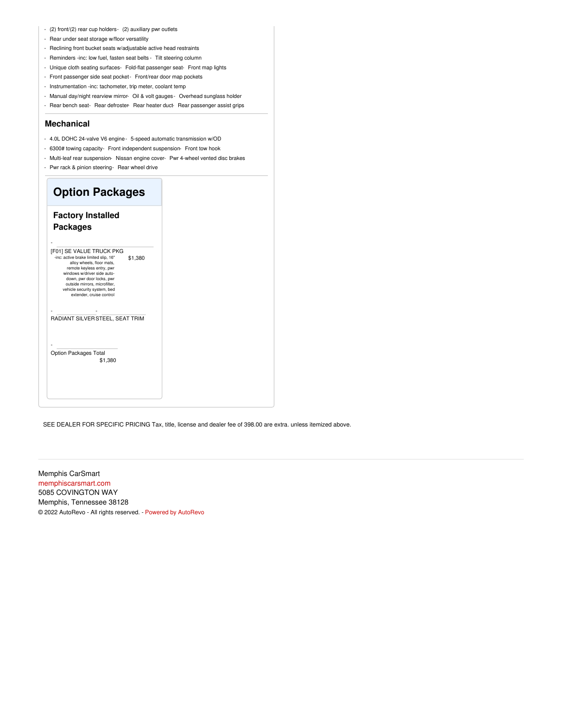- (2) front/(2) rear cup holders- (2) auxiliary pwr outlets
- Rear under seat storage w/floor versatility
- Reclining front bucket seats w/adjustable active head restraints
- Reminders -inc: low fuel, fasten seat belts - Tilt steering column
- Unique cloth seating surfaces- Fold-flat passenger seat- Front map lights
- Front passenger side seat pocket - Front/rear door map pockets
- Instrumentation -inc: tachometer, trip meter, coolant temp
- Manual day/night rearview mirror- Oil & volt gauges - Overhead sunglass holder
- Rear bench seat- Rear defroster- Rear heater duct- Rear passenger assist grips

## Mechanical

- 4.0L DOHC 24-valve V6 engine - 5-speed automatic transmission w/OD
- 6300# towing capacity- Front independent suspension- Front tow hook
- Multi-leaf rear suspension- Nissan engine cover- Pwr 4-wheel vented disc brakes
- Pwr rack & pinion steering- Rear wheel drive

# Option Packages

## Factory Installed Packages

| | |
|---|---|
| [F01] SE VALUE TRUCK PKG<br>-inc: active brake limited slip, 16" alloy wheels, floor mats, remote keyless entry, pwr windows w/driver side auto-down, pwr door locks, pwr outside mirrors, microfilter, vehicle security system, bed extender, cruise control | $1,380 |
| RADIANT SILVER | STEEL, SEAT TRIM |
| Option Packages Total | $1,380 |

SEE DEALER FOR SPECIFIC PRICING Tax, title, license and dealer fee of 398.00 are extra. unless itemized above.

Memphis CarSmart
memphiscarsmart.com
5085 COVINGTON WAY
Memphis, Tennessee 38128
© 2022 AutoRevo - All rights reserved. - Powered by AutoRevo